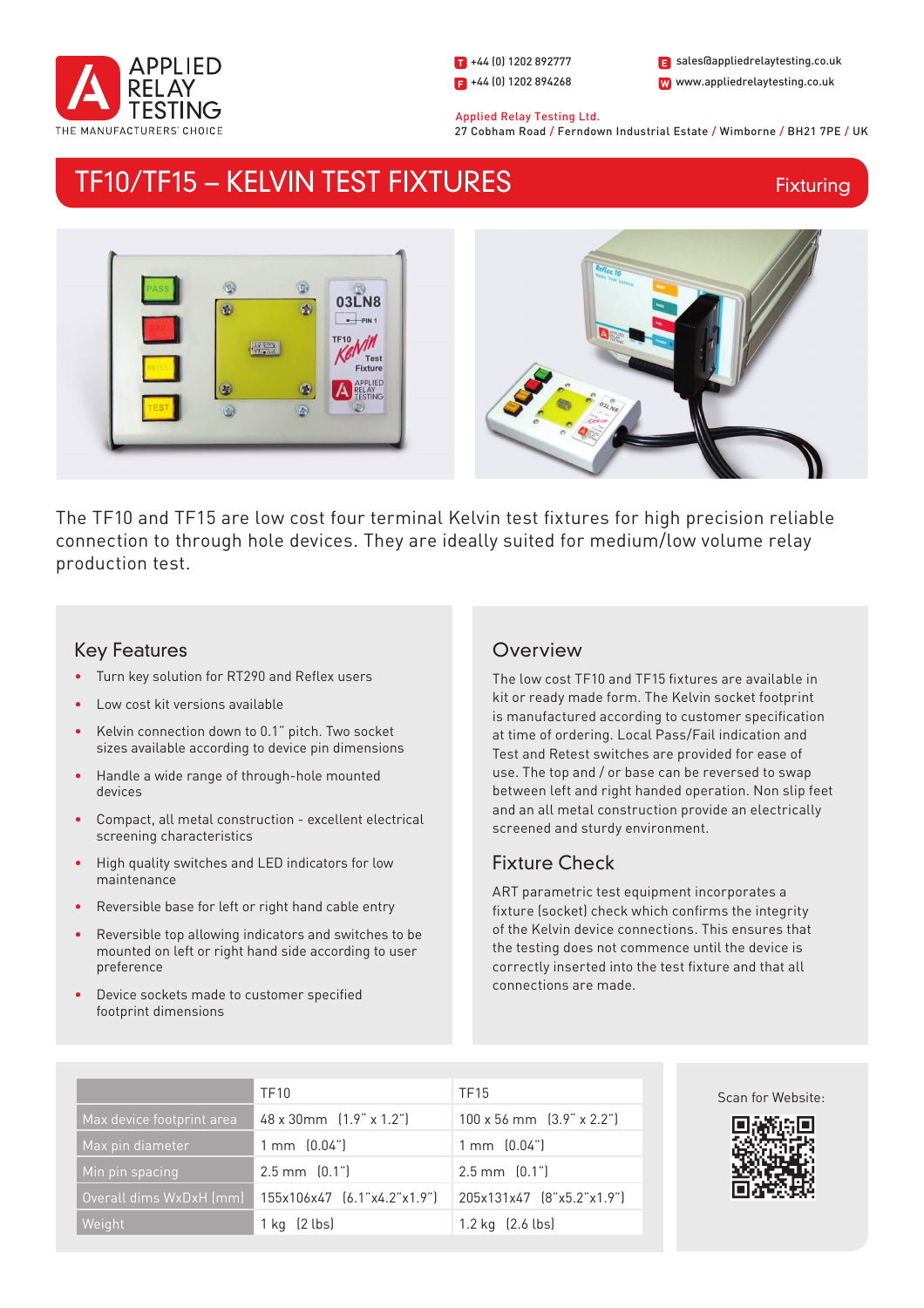APPLIED RELAY TESTING
THE MANUFACTURERS' CHOICE

T +44 (0) 1202 892777
F +44 (0) 1202 894268
E sales@appliedrelaytesting.co.uk
W www.appliedrelaytesting.co.uk

Applied Relay Testing Ltd.
27 Cobham Road / Ferndown Industrial Estate / Wimborne / BH21 7PE / UK

# TF10/TF15 – KELVIN TEST FIXTURES

Fixturing

The TF10 and TF15 are low cost four terminal Kelvin test fixtures for high precision reliable connection to through hole devices. They are ideally suited for medium/low volume relay production test.

## Key Features

- Turn key solution for RT290 and Reflex users
- Low cost kit versions available
- Kelvin connection down to 0.1" pitch. Two socket sizes available according to device pin dimensions
- Handle a wide range of through-hole mounted devices
- Compact, all metal construction - excellent electrical screening characteristics
- High quality switches and LED indicators for low maintenance
- Reversible base for left or right hand cable entry
- Reversible top allowing indicators and switches to be mounted on left or right hand side according to user preference
- Device sockets made to customer specified footprint dimensions

## Overview

The low cost TF10 and TF15 fixtures are available in kit or ready made form. The Kelvin socket footprint is manufactured according to customer specification at time of ordering. Local Pass/Fail indication and Test and Retest switches are provided for ease of use. The top and / or base can be reversed to swap between left and right handed operation. Non slip feet and an all metal construction provide an electrically screened and sturdy environment.

## Fixture Check

ART parametric test equipment incorporates a fixture (socket) check which confirms the integrity of the Kelvin device connections. This ensures that the testing does not commence until the device is correctly inserted into the test fixture and that all connections are made.

| | TF10 | TF15 |
|---|---|---|
| Max device footprint area | 48 x 30mm (1.9" x 1.2") | 100 x 56 mm (3.9" x 2.2") |
| Max pin diameter | 1 mm (0.04") | 1 mm (0.04") |
| Min pin spacing | 2.5 mm (0.1") | 2.5 mm (0.1") |
| Overall dims WxDxH (mm) | 155x106x47 (6.1"x4.2"x1.9") | 205x131x47 (8"x5.2"x1.9") |
| Weight | 1 kg (2 lbs) | 1.2 kg (2.6 lbs) |

Scan for Website: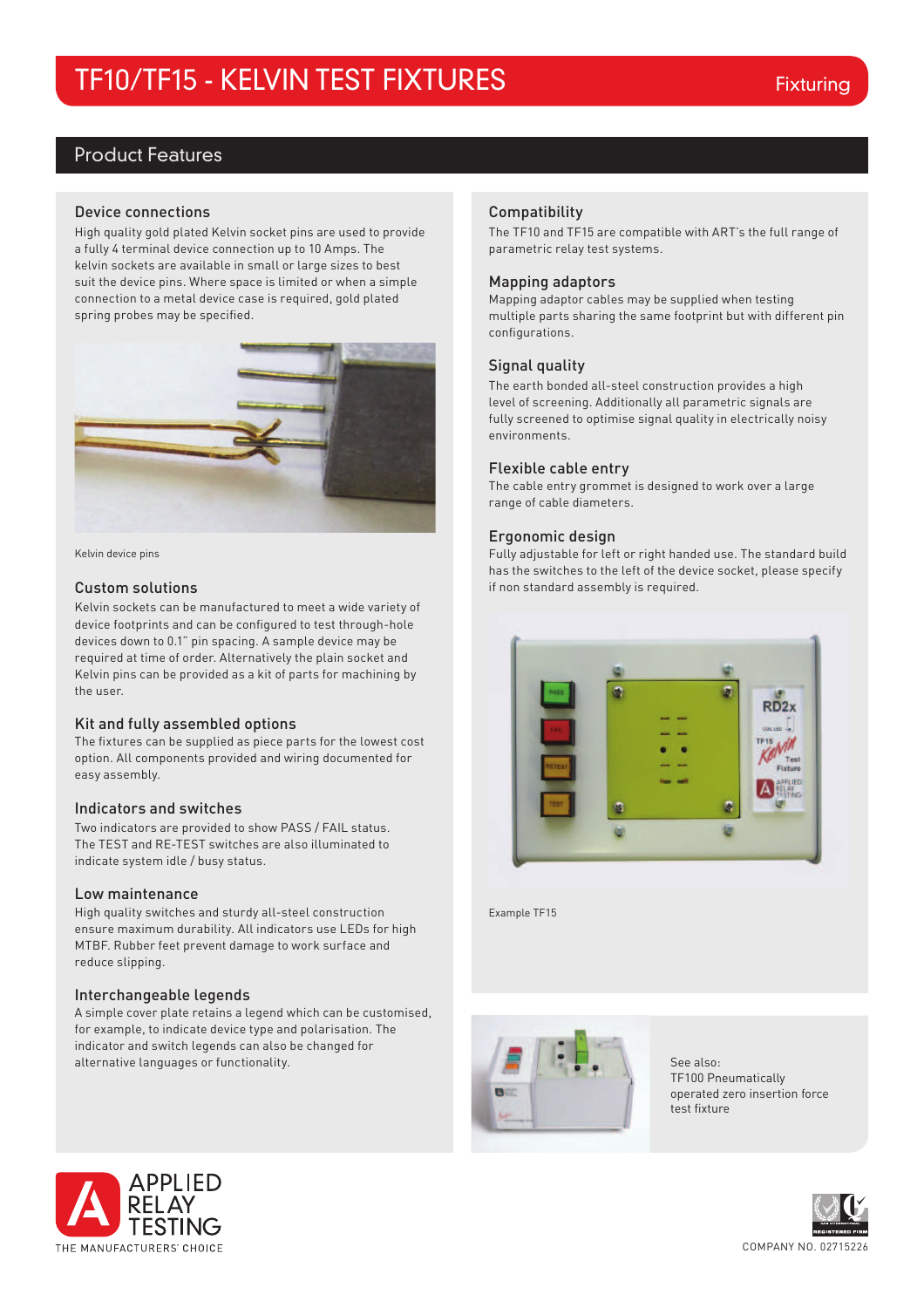# TF10/TF15 - KELVIN TEST FIXTURES

Fixturing

## Product Features

### Device connections

High quality gold plated Kelvin socket pins are used to provide a fully 4 terminal device connection up to 10 Amps. The kelvin sockets are available in small or large sizes to best suit the device pins. Where space is limited or when a simple connection to a metal device case is required, gold plated spring probes may be specified.

Kelvin device pins

### Custom solutions

Kelvin sockets can be manufactured to meet a wide variety of device footprints and can be configured to test through-hole devices down to 0.1" pin spacing. A sample device may be required at time of order. Alternatively the plain socket and Kelvin pins can be provided as a kit of parts for machining by the user.

### Kit and fully assembled options

The fixtures can be supplied as piece parts for the lowest cost option. All components provided and wiring documented for easy assembly.

### Indicators and switches

Two indicators are provided to show PASS / FAIL status. The TEST and RE-TEST switches are also illuminated to indicate system idle / busy status.

### Low maintenance

High quality switches and sturdy all-steel construction ensure maximum durability. All indicators use LEDs for high MTBF. Rubber feet prevent damage to work surface and reduce slipping.

### Interchangeable legends

A simple cover plate retains a legend which can be customised, for example, to indicate device type and polarisation. The indicator and switch legends can also be changed for alternative languages or functionality.

### Compatibility

The TF10 and TF15 are compatible with ART's the full range of parametric relay test systems.

### Mapping adaptors

Mapping adaptor cables may be supplied when testing multiple parts sharing the same footprint but with different pin configurations.

### Signal quality

The earth bonded all-steel construction provides a high level of screening. Additionally all parametric signals are fully screened to optimise signal quality in electrically noisy environments.

### Flexible cable entry

The cable entry grommet is designed to work over a large range of cable diameters.

### Ergonomic design

Fully adjustable for left or right handed use. The standard build has the switches to the left of the device socket, please specify if non standard assembly is required.

Example TF15

See also:
TF100 Pneumatically operated zero insertion force test fixture

APPLIED RELAY TESTING
THE MANUFACTURERS' CHOICE

COMPANY NO. 02715226